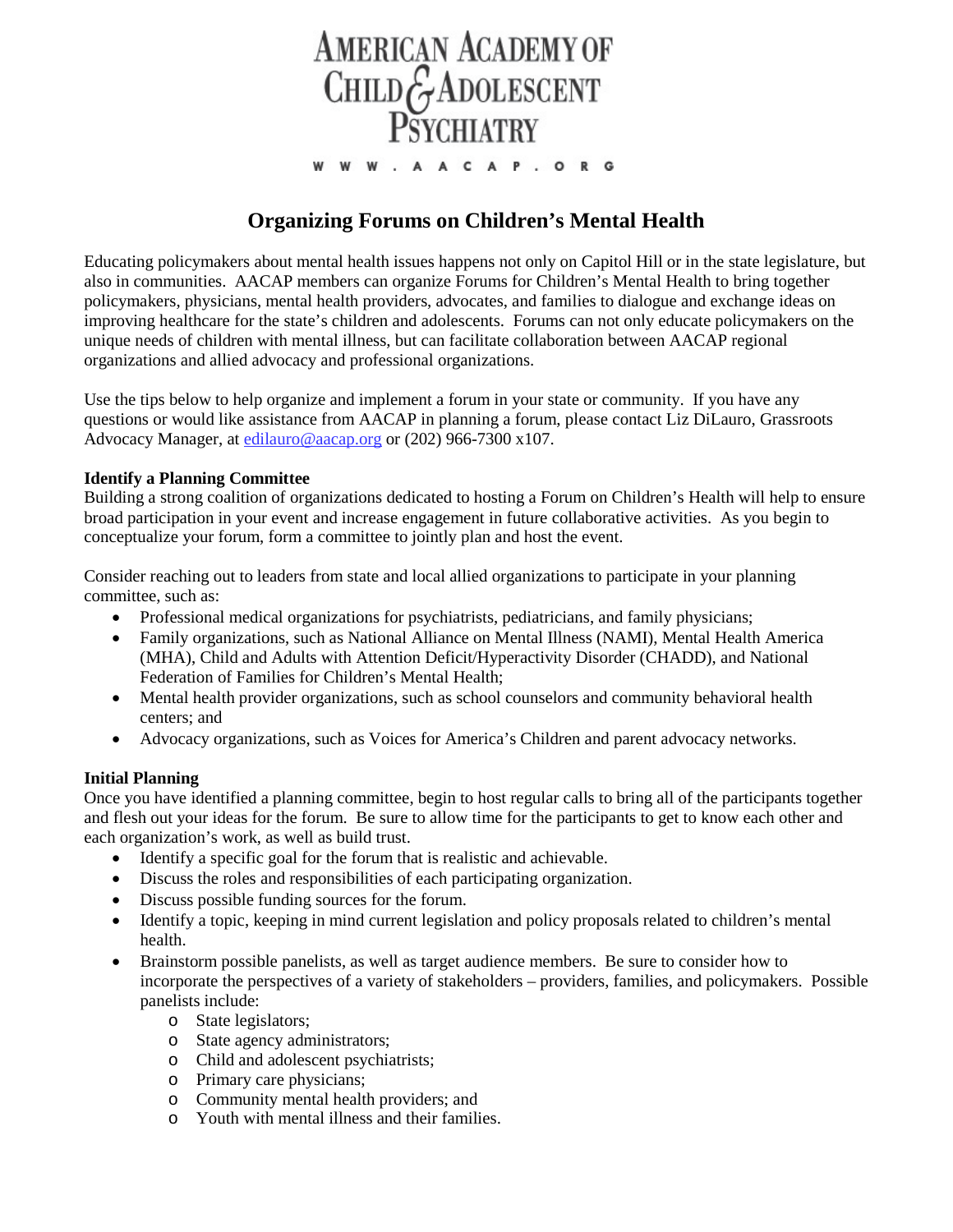AMERICAN ACADEMY OF CHILD & ADOLESCENT PSYCHIATRY

WWW.AACAP.ORG

# Organizing Forums on Children's Mental Health

Educating policymakers about mental health issues happens not only on Capitol Hill or in the state legislature, but also in communities. AACAP members can organize Forums for Children's Mental Health to bring together policymakers, physicians, mental health providers, advocates, and families to dialogue and exchange ideas on improving healthcare for the state's children and adolescents. Forums can not only educate policymakers on the unique needs of children with mental illness, but can facilitate collaboration between AACAP regional organizations and allied advocacy and professional organizations.

Use the tips below to help organize and implement a forum in your state or community. If you have any questions or would like assistance from AACAP in planning a forum, please contact Liz DiLauro, Grassroots Advocacy Manager, at edilauro@aacap.org or (202) 966-7300 x107.

**Identify a Planning Committee**

Building a strong coalition of organizations dedicated to hosting a Forum on Children's Health will help to ensure broad participation in your event and increase engagement in future collaborative activities. As you begin to conceptualize your forum, form a committee to jointly plan and host the event.

Consider reaching out to leaders from state and local allied organizations to participate in your planning committee, such as:

- Professional medical organizations for psychiatrists, pediatricians, and family physicians;
- Family organizations, such as National Alliance on Mental Illness (NAMI), Mental Health America (MHA), Child and Adults with Attention Deficit/Hyperactivity Disorder (CHADD), and National Federation of Families for Children's Mental Health;
- Mental health provider organizations, such as school counselors and community behavioral health centers; and
- Advocacy organizations, such as Voices for America's Children and parent advocacy networks.

**Initial Planning**

Once you have identified a planning committee, begin to host regular calls to bring all of the participants together and flesh out your ideas for the forum. Be sure to allow time for the participants to get to know each other and each organization's work, as well as build trust.

- Identify a specific goal for the forum that is realistic and achievable.
- Discuss the roles and responsibilities of each participating organization.
- Discuss possible funding sources for the forum.
- Identify a topic, keeping in mind current legislation and policy proposals related to children's mental health.
- Brainstorm possible panelists, as well as target audience members. Be sure to consider how to incorporate the perspectives of a variety of stakeholders – providers, families, and policymakers. Possible panelists include:
    - State legislators;
    - State agency administrators;
    - Child and adolescent psychiatrists;
    - Primary care physicians;
    - Community mental health providers; and
    - Youth with mental illness and their families.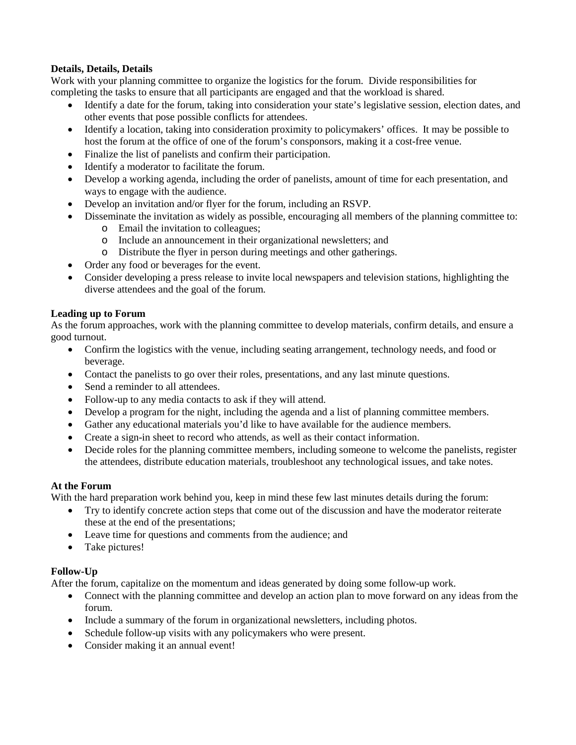**Details, Details, Details**

Work with your planning committee to organize the logistics for the forum. Divide responsibilities for completing the tasks to ensure that all participants are engaged and that the workload is shared.

- Identify a date for the forum, taking into consideration your state's legislative session, election dates, and other events that pose possible conflicts for attendees.
- Identify a location, taking into consideration proximity to policymakers' offices. It may be possible to host the forum at the office of one of the forum's consponsors, making it a cost-free venue.
- Finalize the list of panelists and confirm their participation.
- Identify a moderator to facilitate the forum.
- Develop a working agenda, including the order of panelists, amount of time for each presentation, and ways to engage with the audience.
- Develop an invitation and/or flyer for the forum, including an RSVP.
- Disseminate the invitation as widely as possible, encouraging all members of the planning committee to:
  - Email the invitation to colleagues;
  - Include an announcement in their organizational newsletters; and
  - Distribute the flyer in person during meetings and other gatherings.
- Order any food or beverages for the event.
- Consider developing a press release to invite local newspapers and television stations, highlighting the diverse attendees and the goal of the forum.

**Leading up to Forum**

As the forum approaches, work with the planning committee to develop materials, confirm details, and ensure a good turnout.

- Confirm the logistics with the venue, including seating arrangement, technology needs, and food or beverage.
- Contact the panelists to go over their roles, presentations, and any last minute questions.
- Send a reminder to all attendees.
- Follow-up to any media contacts to ask if they will attend.
- Develop a program for the night, including the agenda and a list of planning committee members.
- Gather any educational materials you'd like to have available for the audience members.
- Create a sign-in sheet to record who attends, as well as their contact information.
- Decide roles for the planning committee members, including someone to welcome the panelists, register the attendees, distribute education materials, troubleshoot any technological issues, and take notes.

**At the Forum**

With the hard preparation work behind you, keep in mind these few last minutes details during the forum:

- Try to identify concrete action steps that come out of the discussion and have the moderator reiterate these at the end of the presentations;
- Leave time for questions and comments from the audience; and
- Take pictures!

**Follow-Up**

After the forum, capitalize on the momentum and ideas generated by doing some follow-up work.

- Connect with the planning committee and develop an action plan to move forward on any ideas from the forum.
- Include a summary of the forum in organizational newsletters, including photos.
- Schedule follow-up visits with any policymakers who were present.
- Consider making it an annual event!